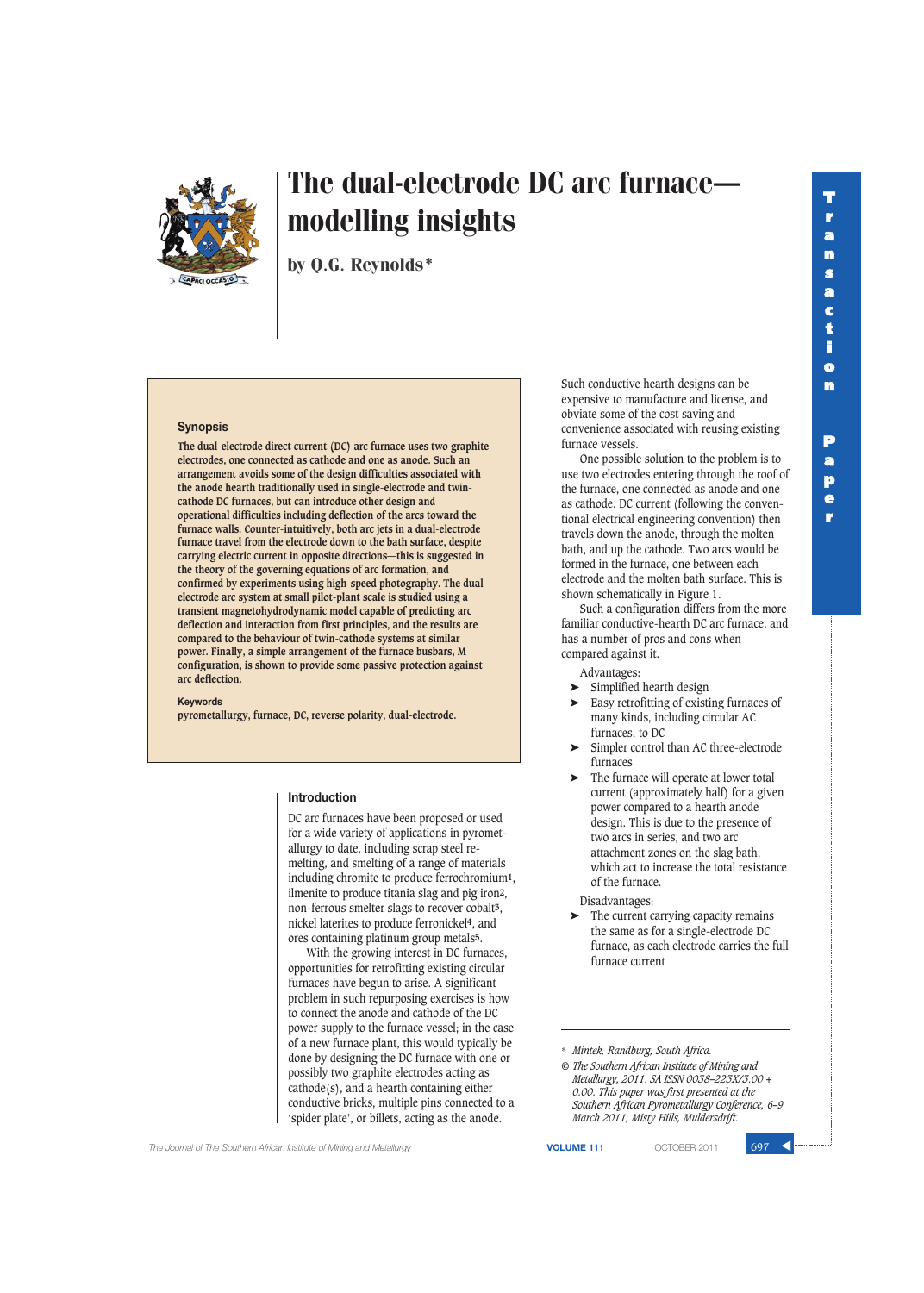# The dual-electrode DC arc furnace—modelling insights

by Q.G. Reynolds*

### Synopsis

The dual-electrode direct current (DC) arc furnace uses two graphite electrodes, one connected as cathode and one as anode. Such an arrangement avoids some of the design difficulties associated with the anode hearth traditionally used in single-electrode and twin-cathode DC furnaces, but can introduce other design and operational difficulties including deflection of the arcs toward the furnace walls. Counter-intuitively, both arc jets in a dual-electrode furnace travel from the electrode down to the bath surface, despite carrying electric current in opposite directions—this is suggested in the theory of the governing equations of arc formation, and confirmed by experiments using high-speed photography. The dual-electrode arc system at small pilot-plant scale is studied using a transient magnetohydrodynamic model capable of predicting arc deflection and interaction from first principles, and the results are compared to the behaviour of twin-cathode systems at similar power. Finally, a simple arrangement of the furnace busbars, M configuration, is shown to provide some passive protection against arc deflection.

#### Keywords

pyrometallurgy, furnace, DC, reverse polarity, dual-electrode.

## Introduction

DC arc furnaces have been proposed or used for a wide variety of applications in pyrometallurgy to date, including scrap steel re-melting, and smelting of a range of materials including chromite to produce ferrochromium[1], ilmenite to produce titania slag and pig iron[2], non-ferrous smelter slags to recover cobalt[3], nickel laterites to produce ferronickel[4], and ores containing platinum group metals[5].

With the growing interest in DC furnaces, opportunities for retrofitting existing circular furnaces have begun to arise. A significant problem in such repurposing exercises is how to connect the anode and cathode of the DC power supply to the furnace vessel; in the case of a new furnace plant, this would typically be done by designing the DC furnace with one or possibly two graphite electrodes acting as cathode(s), and a hearth containing either conductive bricks, multiple pins connected to a 'spider plate', or billets, acting as the anode.

Such conductive hearth designs can be expensive to manufacture and license, and obviate some of the cost saving and convenience associated with reusing existing furnace vessels.

One possible solution to the problem is to use two electrodes entering through the roof of the furnace, one connected as anode and one as cathode. DC current (following the conventional electrical engineering convention) then travels down the anode, through the molten bath, and up the cathode. Two arcs would be formed in the furnace, one between each electrode and the molten bath surface. This is shown schematically in Figure 1.

Such a configuration differs from the more familiar conductive-hearth DC arc furnace, and has a number of pros and cons when compared against it.

Advantages:

- Simplified hearth design
- Easy retrofitting of existing furnaces of many kinds, including circular AC furnaces, to DC
- Simpler control than AC three-electrode furnaces
- The furnace will operate at lower total current (approximately half) for a given power compared to a hearth anode design. This is due to the presence of two arcs in series, and two arc attachment zones on the slag bath, which act to increase the total resistance of the furnace.

Disadvantages:

- The current carrying capacity remains the same as for a single-electrode DC furnace, as each electrode carries the full furnace current

---

\* *Mintek, Randburg, South Africa.*

© *The Southern African Institute of Mining and Metallurgy, 2011. SA ISSN 0038–223X/3.00 + 0.00. This paper was first presented at the Southern African Pyrometallurgy Conference, 6–9 March 2011, Misty Hills, Muldersdrift.*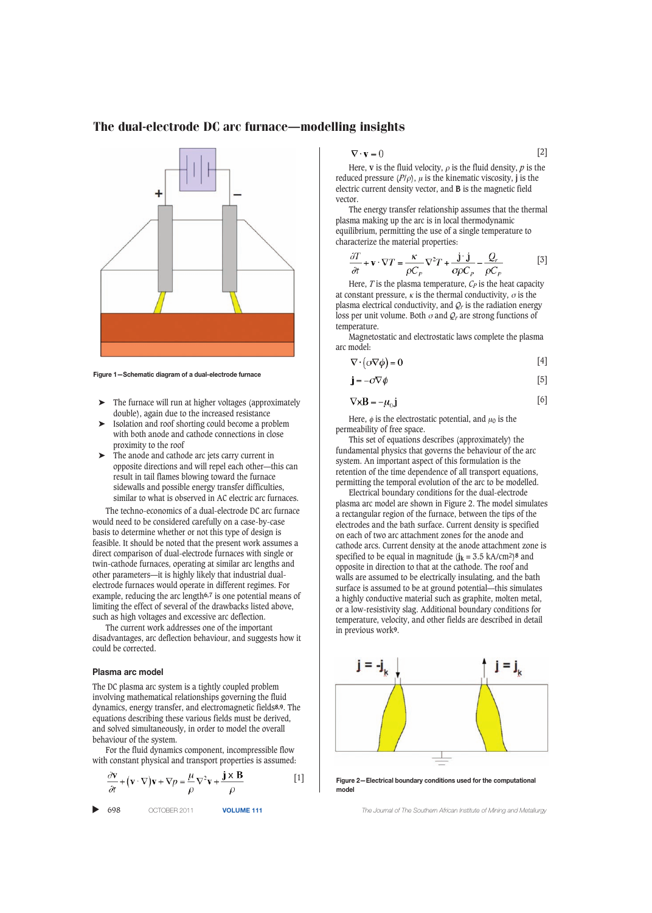Figure 1—Schematic diagram of a dual-electrode furnace

- The furnace will run at higher voltages (approximately double), again due to the increased resistance
- Isolation and roof shorting could become a problem with both anode and cathode connections in close proximity to the roof
- The anode and cathode arc jets carry current in opposite directions and will repel each other—this can result in tail flames blowing toward the furnace sidewalls and possible energy transfer difficulties, similar to what is observed in AC electric arc furnaces.

The techno-economics of a dual-electrode DC arc furnace would need to be considered carefully on a case-by-case basis to determine whether or not this type of design is feasible. It should be noted that the present work assumes a direct comparison of dual-electrode furnaces with single or twin-cathode furnaces, operating at similar arc lengths and other parameters—it is highly likely that industrial dual-electrode furnaces would operate in different regimes. For example, reducing the arc length[6,7] is one potential means of limiting the effect of several of the drawbacks listed above, such as high voltages and excessive arc deflection.

The current work addresses one of the important disadvantages, arc deflection behaviour, and suggests how it could be corrected.

### Plasma arc model

The DC plasma arc system is a tightly coupled problem involving mathematical relationships governing the fluid dynamics, energy transfer, and electromagnetic fields[8,9]. The equations describing these various fields must be derived, and solved simultaneously, in order to model the overall behaviour of the system.

For the fluid dynamics component, incompressible flow with constant physical and transport properties is assumed:

$$\frac{\partial \mathbf{v}}{\partial t} + (\mathbf{v} \cdot \nabla)\mathbf{v} + \nabla p = \frac{\mu}{\rho}\nabla^2 \mathbf{v} + \frac{\mathbf{j} \times \mathbf{B}}{\rho} \qquad [1]$$

$$\nabla \cdot \mathbf{v} = 0 \qquad [2]$$

Here, $\mathbf{v}$ is the fluid velocity, $\rho$ is the fluid density, $p$ is the reduced pressure ($P/\rho$), $\mu$ is the kinematic viscosity, $\mathbf{j}$ is the electric current density vector, and $\mathbf{B}$ is the magnetic field vector.

The energy transfer relationship assumes that the thermal plasma making up the arc is in local thermodynamic equilibrium, permitting the use of a single temperature to characterize the material properties:

$$\frac{\partial T}{\partial t} + \mathbf{v} \cdot \nabla T = \frac{\kappa}{\rho C_P}\nabla^2 T + \frac{\mathbf{j} \cdot \mathbf{j}}{\sigma \rho C_P} - \frac{Q_r}{\rho C_P} \qquad [3]$$

Here, $T$ is the plasma temperature, $C_P$ is the heat capacity at constant pressure, $\kappa$ is the thermal conductivity, $\sigma$ is the plasma electrical conductivity, and $Q_r$ is the radiation energy loss per unit volume. Both $\sigma$ and $Q_r$ are strong functions of temperature.

Magnetostatic and electrostatic laws complete the plasma arc model:

$$\nabla \cdot (\sigma \nabla \phi) = 0 \qquad [4]$$

$$\mathbf{j} = -\sigma \nabla \phi \qquad [5]$$

$$\nabla \times \mathbf{B} = -\mu_0 \mathbf{j} \qquad [6]$$

Here, $\phi$ is the electrostatic potential, and $\mu_0$ is the permeability of free space.

This set of equations describes (approximately) the fundamental physics that governs the behaviour of the arc system. An important aspect of this formulation is the retention of the time dependence of all transport equations, permitting the temporal evolution of the arc to be modelled.

Electrical boundary conditions for the dual-electrode plasma arc model are shown in Figure 2. The model simulates a rectangular region of the furnace, between the tips of the electrodes and the bath surface. Current density is specified on each of two arc attachment zones for the anode and cathode arcs. Current density at the anode attachment zone is specified to be equal in magnitude ($\mathbf{j}_k$ = 3.5 kA/cm²)[8] and opposite in direction to that at the cathode. The roof and walls are assumed to be electrically insulating, and the bath surface is assumed to be at ground potential—this simulates a highly conductive material such as graphite, molten metal, or a low-resistivity slag. Additional boundary conditions for temperature, velocity, and other fields are described in detail in previous work[9].

Figure 2—Electrical boundary conditions used for the computational model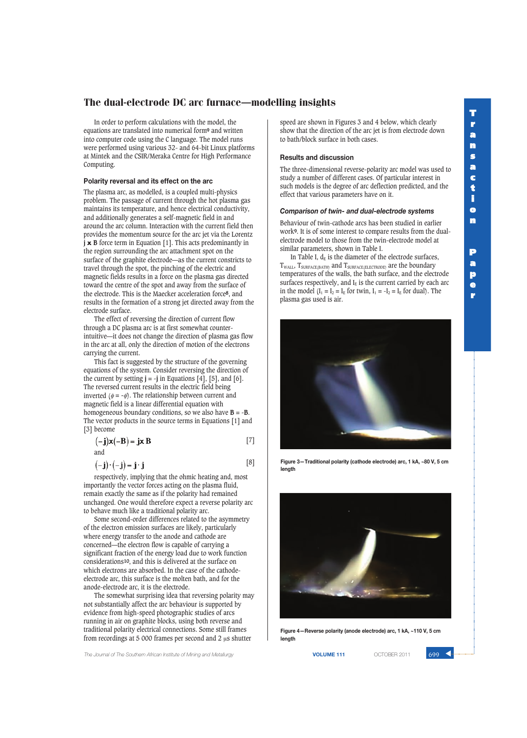In order to perform calculations with the model, the equations are translated into numerical form[9] and written into computer code using the C language. The model runs were performed using various 32- and 64-bit Linux platforms at Mintek and the CSIR/Meraka Centre for High Performance Computing.

### Polarity reversal and its effect on the arc

The plasma arc, as modelled, is a coupled multi-physics problem. The passage of current through the hot plasma gas maintains its temperature, and hence electrical conductivity, and additionally generates a self-magnetic field in and around the arc column. Interaction with the current field then provides the momentum source for the arc jet via the Lorentz **j x B** force term in Equation [1]. This acts predominantly in the region surrounding the arc attachment spot on the surface of the graphite electrode—as the current constricts to travel through the spot, the pinching of the electric and magnetic fields results in a force on the plasma gas directed toward the centre of the spot and away from the surface of the electrode. This is the Maecker acceleration force[8], and results in the formation of a strong jet directed away from the electrode surface.

The effect of reversing the direction of current flow through a DC plasma arc is at first somewhat counter-intuitive—it does not change the direction of plasma gas flow in the arc at all, only the direction of motion of the electrons carrying the current.

This fact is suggested by the structure of the governing equations of the system. Consider reversing the direction of the current by setting **j** = -**j** in Equations [4], [5], and [6]. The reversed current results in the electric field being inverted ($\phi = -\phi$). The relationship between current and magnetic field is a linear differential equation with homogeneous boundary conditions, so we also have **B** = -**B**. The vector products in the source terms in Equations [1] and [3] become

$$(-\mathbf{j})\times(-\mathbf{B}) = \mathbf{j}\times\mathbf{B} \qquad [7]$$

and

$$(-\mathbf{j})\cdot(-\mathbf{j}) = \mathbf{j}\cdot\mathbf{j} \qquad [8]$$

respectively, implying that the ohmic heating and, most importantly the vector forces acting on the plasma fluid, remain exactly the same as if the polarity had remained unchanged. One would therefore expect a reverse polarity arc to behave much like a traditional polarity arc.

Some second-order differences related to the asymmetry of the electron emission surfaces are likely, particularly where energy transfer to the anode and cathode are concerned—the electron flow is capable of carrying a significant fraction of the energy load due to work function considerations[10], and this is delivered at the surface on which electrons are absorbed. In the case of the cathode-electrode arc, this surface is the molten bath, and for the anode-electrode arc, it is the electrode.

The somewhat surprising idea that reversing polarity may not substantially affect the arc behaviour is supported by evidence from high-speed photographic studies of arcs running in air on graphite blocks, using both reverse and traditional polarity electrical connections. Some still frames from recordings at 5 000 frames per second and 2 μs shutter speed are shown in Figures 3 and 4 below, which clearly show that the direction of the arc jet is from electrode down to bath/block surface in both cases.

Figure 3—Traditional polarity (cathode electrode) arc, 1 kA, ~80 V, 5 cm length

Figure 4—Reverse polarity (anode electrode) arc, 1 kA, ~110 V, 5 cm length

### Results and discussion

The three-dimensional reverse-polarity arc model was used to study a number of different cases. Of particular interest in such models is the degree of arc deflection predicted, and the effect that various parameters have on it.

#### *Comparison of twin- and dual-electrode systems*

Behaviour of twin-cathode arcs has been studied in earlier work[9]. It is of some interest to compare results from the dual-electrode model to those from the twin-electrode model at similar parameters, shown in Table I.

In Table I, $d_E$ is the diameter of the electrode surfaces, $T_{WALL}$, $T_{SURFACE(BATH)}$ and $T_{SURFACE(ELECTRODE)}$ are the boundary temperatures of the walls, the bath surface, and the electrode surfaces respectively, and $I_E$ is the current carried by each arc in the model ($I_1 = I_2 = I_E$ for twin, $I_1 = -I_2 = I_E$ for dual). The plasma gas used is air.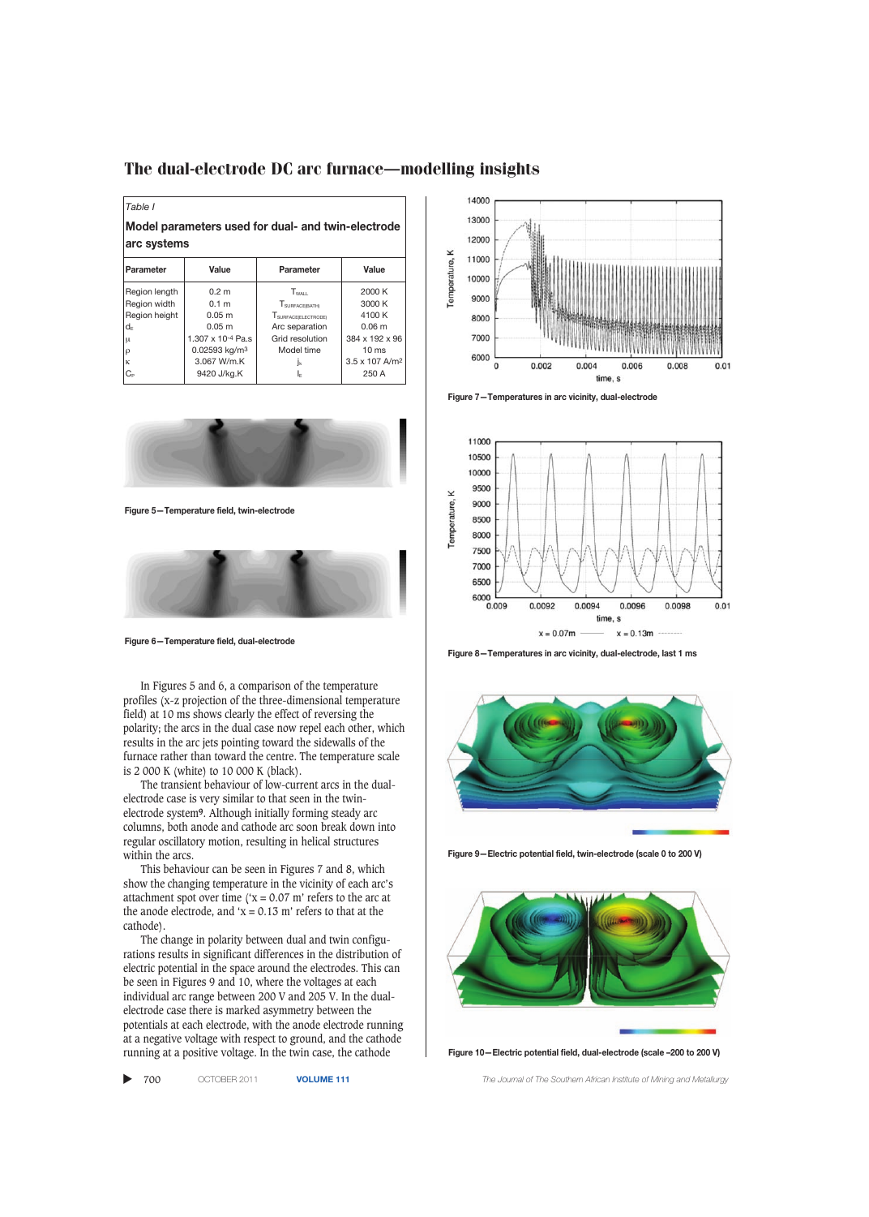Table I

**Model parameters used for dual- and twin-electrode arc systems**

| Parameter | Value | Parameter | Value |
|---|---|---|---|
| Region length | 0.2 m | $T_{WALL}$ | 2000 K |
| Region width | 0.1 m | $T_{SURFACE(BATH)}$ | 3000 K |
| Region height | 0.05 m | $T_{SURFACE(ELECTRODE)}$ | 4100 K |
| $d_E$ | 0.05 m | Arc separation | 0.06 m |
| $\mu$ | $1.307 \times 10^{-4}$ Pa.s | Grid resolution | 384 x 192 x 96 |
| $\rho$ | 0.02593 kg/m$^3$ | Model time | 10 ms |
| $\kappa$ | 3.067 W/m.K | $j_K$ | $3.5 \times 10^7$ A/m$^2$ |
| $C_P$ | 9420 J/kg.K | $I_E$ | 250 A |

Figure 5—Temperature field, twin-electrode

Figure 6—Temperature field, dual-electrode

In Figures 5 and 6, a comparison of the temperature profiles (x-z projection of the three-dimensional temperature field) at 10 ms shows clearly the effect of reversing the polarity; the arcs in the dual case now repel each other, which results in the arc jets pointing toward the sidewalls of the furnace rather than toward the centre. The temperature scale is 2 000 K (white) to 10 000 K (black).

The transient behaviour of low-current arcs in the dual-electrode case is very similar to that seen in the twin-electrode system[9]. Although initially forming steady arc columns, both anode and cathode arc soon break down into regular oscillatory motion, resulting in helical structures within the arcs.

This behaviour can be seen in Figures 7 and 8, which show the changing temperature in the vicinity of each arc's attachment spot over time ('x = 0.07 m' refers to the arc at the anode electrode, and 'x = 0.13 m' refers to that at the cathode).

The change in polarity between dual and twin configurations results in significant differences in the distribution of electric potential in the space around the electrodes. This can be seen in Figures 9 and 10, where the voltages at each individual arc range between 200 V and 205 V. In the dual-electrode case there is marked asymmetry between the potentials at each electrode, with the anode electrode running at a negative voltage with respect to ground, and the cathode running at a positive voltage. In the twin case, the cathode

Figure 7—Temperatures in arc vicinity, dual-electrode

Figure 8—Temperatures in arc vicinity, dual-electrode, last 1 ms

Figure 9—Electric potential field, twin-electrode (scale 0 to 200 V)

Figure 10—Electric potential field, dual-electrode (scale –200 to 200 V)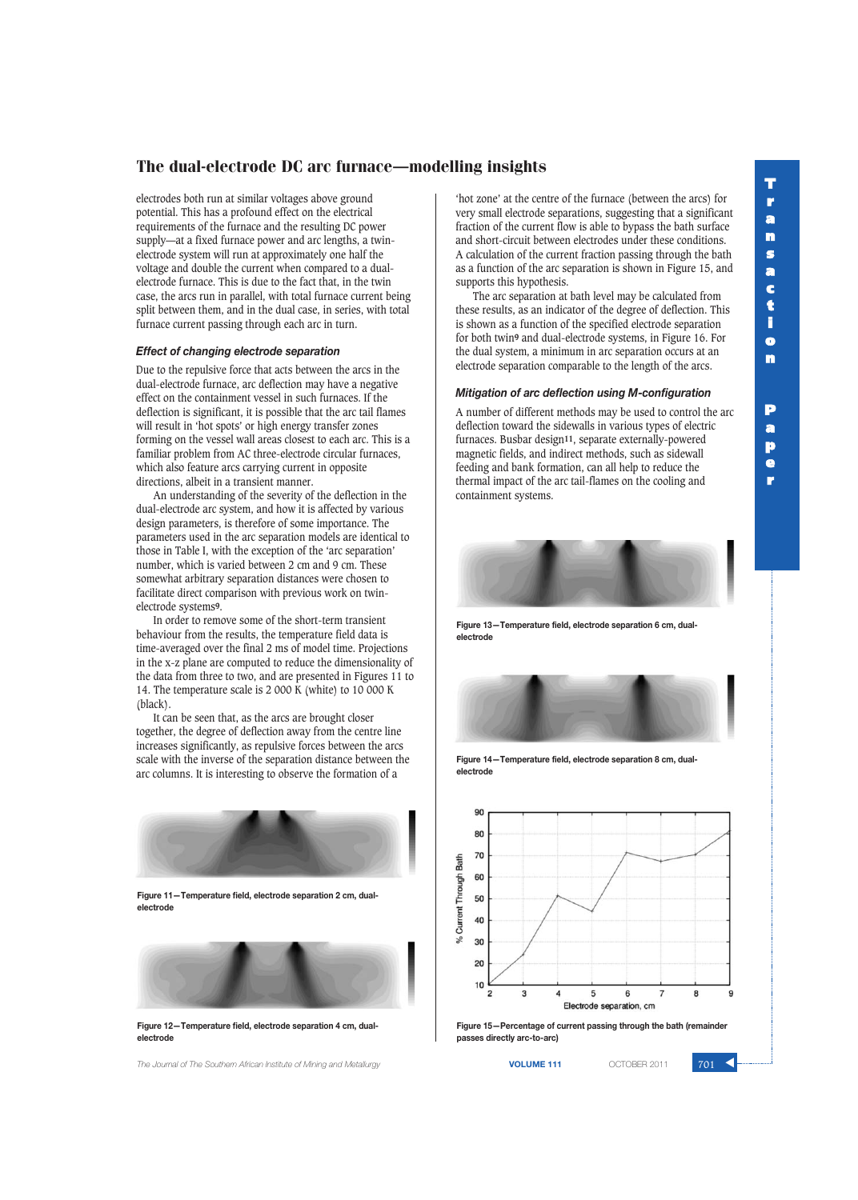electrodes both run at similar voltages above ground potential. This has a profound effect on the electrical requirements of the furnace and the resulting DC power supply—at a fixed furnace power and arc lengths, a twin-electrode system will run at approximately one half the voltage and double the current when compared to a dual-electrode furnace. This is due to the fact that, in the twin case, the arcs run in parallel, with total furnace current being split between them, and in the dual case, in series, with total furnace current passing through each arc in turn.

### Effect of changing electrode separation

Due to the repulsive force that acts between the arcs in the dual-electrode furnace, arc deflection may have a negative effect on the containment vessel in such furnaces. If the deflection is significant, it is possible that the arc tail flames will result in 'hot spots' or high energy transfer zones forming on the vessel wall areas closest to each arc. This is a familiar problem from AC three-electrode circular furnaces, which also feature arcs carrying current in opposite directions, albeit in a transient manner.

An understanding of the severity of the deflection in the dual-electrode arc system, and how it is affected by various design parameters, is therefore of some importance. The parameters used in the arc separation models are identical to those in Table I, with the exception of the 'arc separation' number, which is varied between 2 cm and 9 cm. These somewhat arbitrary separation distances were chosen to facilitate direct comparison with previous work on twin-electrode systems[9].

In order to remove some of the short-term transient behaviour from the results, the temperature field data is time-averaged over the final 2 ms of model time. Projections in the x-z plane are computed to reduce the dimensionality of the data from three to two, and are presented in Figures 11 to 14. The temperature scale is 2 000 K (white) to 10 000 K (black).

It can be seen that, as the arcs are brought closer together, the degree of deflection away from the centre line increases significantly, as repulsive forces between the arcs scale with the inverse of the separation distance between the arc columns. It is interesting to observe the formation of a 'hot zone' at the centre of the furnace (between the arcs) for very small electrode separations, suggesting that a significant fraction of the current flow is able to bypass the bath surface and short-circuit between electrodes under these conditions. A calculation of the current fraction passing through the bath as a function of the arc separation is shown in Figure 15, and supports this hypothesis.

The arc separation at bath level may be calculated from these results, as an indicator of the degree of deflection. This is shown as a function of the specified electrode separation for both twin[9] and dual-electrode systems, in Figure 16. For the dual system, a minimum in arc separation occurs at an electrode separation comparable to the length of the arcs.

Figure 11—Temperature field, electrode separation 2 cm, dual-electrode

Figure 12—Temperature field, electrode separation 4 cm, dual-electrode

### Mitigation of arc deflection using M-configuration

A number of different methods may be used to control the arc deflection toward the sidewalls in various types of electric furnaces. Busbar design[11], separate externally-powered magnetic fields, and indirect methods, such as sidewall feeding and bank formation, can all help to reduce the thermal impact of the arc tail-flames on the cooling and containment systems.

Figure 13—Temperature field, electrode separation 6 cm, dual-electrode

Figure 14—Temperature field, electrode separation 8 cm, dual-electrode

Figure 15—Percentage of current passing through the bath (remainder passes directly arc-to-arc)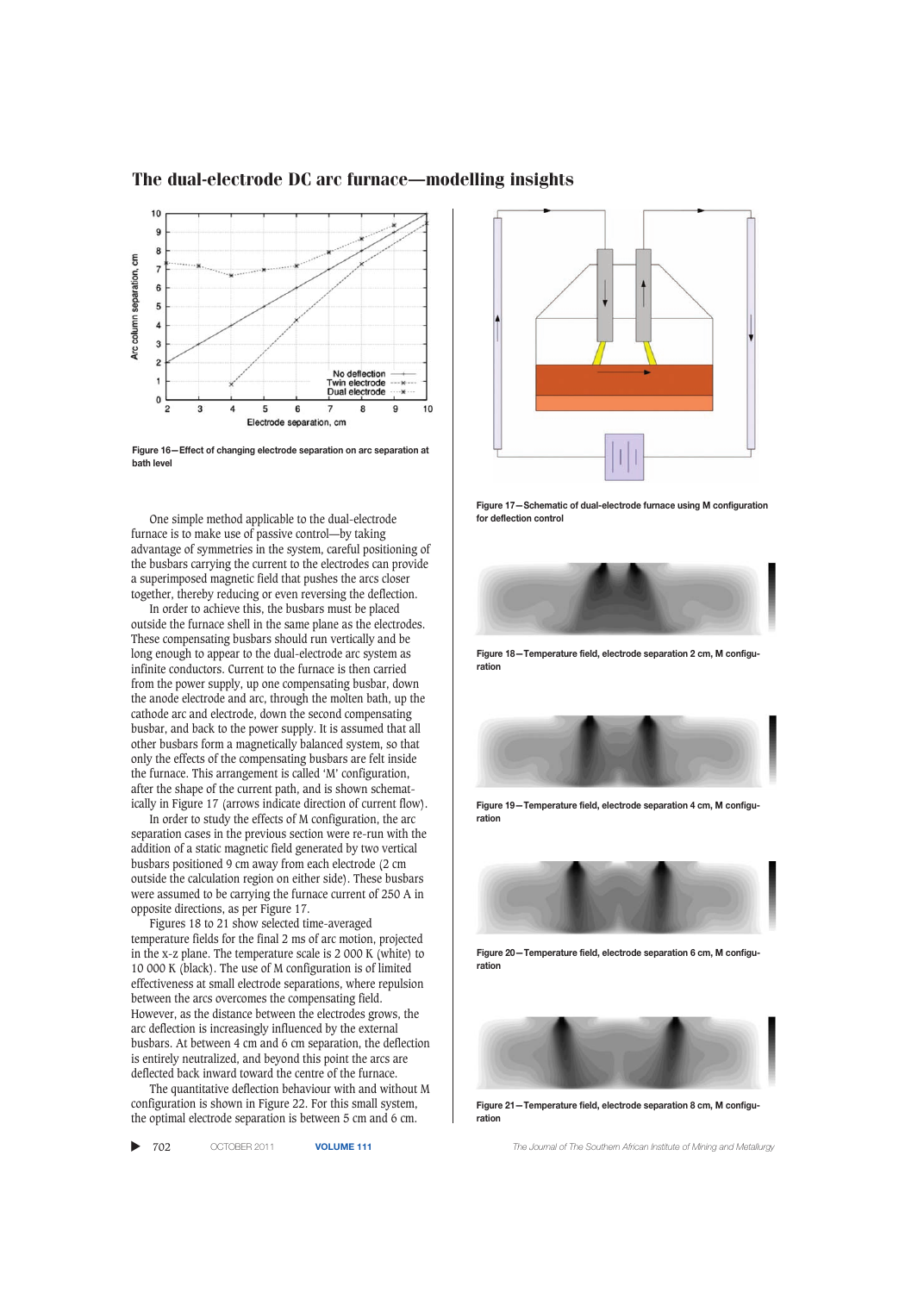Figure 16—Effect of changing electrode separation on arc separation at bath level

Figure 17—Schematic of dual-electrode furnace using M configuration for deflection control

One simple method applicable to the dual-electrode furnace is to make use of passive control—by taking advantage of symmetries in the system, careful positioning of the busbars carrying the current to the electrodes can provide a superimposed magnetic field that pushes the arcs closer together, thereby reducing or even reversing the deflection.

In order to achieve this, the busbars must be placed outside the furnace shell in the same plane as the electrodes. These compensating busbars should run vertically and be long enough to appear to the dual-electrode arc system as infinite conductors. Current to the furnace is then carried from the power supply, up one compensating busbar, down the anode electrode and arc, through the molten bath, up the cathode arc and electrode, down the second compensating busbar, and back to the power supply. It is assumed that all other busbars form a magnetically balanced system, so that only the effects of the compensating busbars are felt inside the furnace. This arrangement is called 'M' configuration, after the shape of the current path, and is shown schematically in Figure 17 (arrows indicate direction of current flow).

In order to study the effects of M configuration, the arc separation cases in the previous section were re-run with the addition of a static magnetic field generated by two vertical busbars positioned 9 cm away from each electrode (2 cm outside the calculation region on either side). These busbars were assumed to be carrying the furnace current of 250 A in opposite directions, as per Figure 17.

Figures 18 to 21 show selected time-averaged temperature fields for the final 2 ms of arc motion, projected in the x-z plane. The temperature scale is 2 000 K (white) to 10 000 K (black). The use of M configuration is of limited effectiveness at small electrode separations, where repulsion between the arcs overcomes the compensating field. However, as the distance between the electrodes grows, the arc deflection is increasingly influenced by the external busbars. At between 4 cm and 6 cm separation, the deflection is entirely neutralized, and beyond this point the arcs are deflected back inward toward the centre of the furnace.

The quantitative deflection behaviour with and without M configuration is shown in Figure 22. For this small system, the optimal electrode separation is between 5 cm and 6 cm.

Figure 18—Temperature field, electrode separation 2 cm, M configuration

Figure 19—Temperature field, electrode separation 4 cm, M configuration

Figure 20—Temperature field, electrode separation 6 cm, M configuration

Figure 21—Temperature field, electrode separation 8 cm, M configuration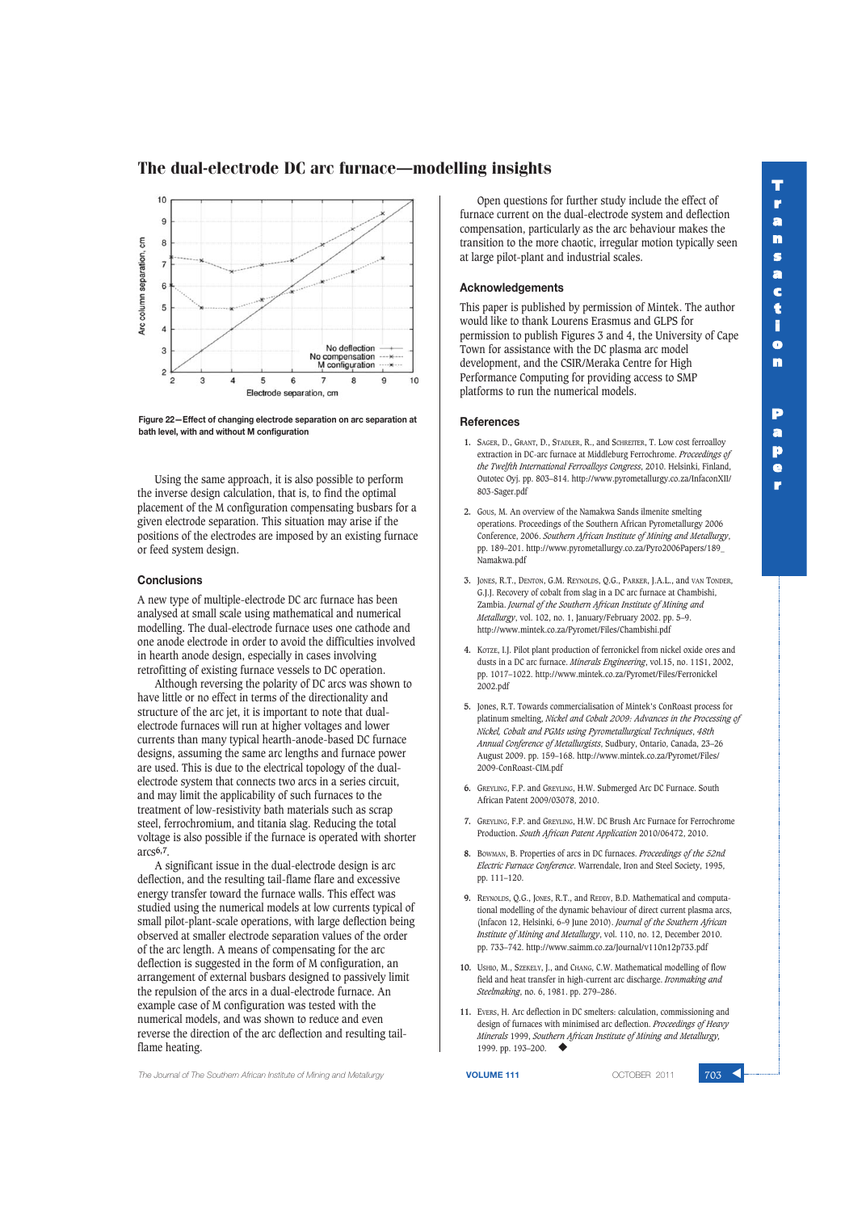Arc column separation, cm
10
9
8
7
6
5
4
3
2
2 3 4 5 6 7 8 9 10
Electrode separation, cm
No deflection
No compensation
M configuration

Figure 22—Effect of changing electrode separation on arc separation at bath level, with and without M configuration

Using the same approach, it is also possible to perform the inverse design calculation, that is, to find the optimal placement of the M configuration compensating busbars for a given electrode separation. This situation may arise if the positions of the electrodes are imposed by an existing furnace or feed system design.

## Conclusions

A new type of multiple-electrode DC arc furnace has been analysed at small scale using mathematical and numerical modelling. The dual-electrode furnace uses one cathode and one anode electrode in order to avoid the difficulties involved in hearth anode design, especially in cases involving retrofitting of existing furnace vessels to DC operation.

Although reversing the polarity of DC arcs was shown to have little or no effect in terms of the directionality and structure of the arc jet, it is important to note that dual-electrode furnaces will run at higher voltages and lower currents than many typical hearth-anode-based DC furnace designs, assuming the same arc lengths and furnace power are used. This is due to the electrical topology of the dual-electrode system that connects two arcs in a series circuit, and may limit the applicability of such furnaces to the treatment of low-resistivity bath materials such as scrap steel, ferrochromium, and titania slag. Reducing the total voltage is also possible if the furnace is operated with shorter arcs[6,7].

A significant issue in the dual-electrode design is arc deflection, and the resulting tail-flame flare and excessive energy transfer toward the furnace walls. This effect was studied using the numerical models at low currents typical of small pilot-plant-scale operations, with large deflection being observed at smaller electrode separation values of the order of the arc length. A means of compensating for the arc deflection is suggested in the form of M configuration, an arrangement of external busbars designed to passively limit the repulsion of the arcs in a dual-electrode furnace. An example case of M configuration was tested with the numerical models, and was shown to reduce and even reverse the direction of the arc deflection and resulting tail-flame heating.

Open questions for further study include the effect of furnace current on the dual-electrode system and deflection compensation, particularly as the arc behaviour makes the transition to the more chaotic, irregular motion typically seen at large pilot-plant and industrial scales.

## Acknowledgements

This paper is published by permission of Mintek. The author would like to thank Lourens Erasmus and GLPS for permission to publish Figures 3 and 4, the University of Cape Town for assistance with the DC plasma arc model development, and the CSIR/Meraka Centre for High Performance Computing for providing access to SMP platforms to run the numerical models.

## References

1. Sager, D., Grant, D., Stadler, R., and Schreiter, T. Low cost ferroalloy extraction in DC-arc furnace at Middleburg Ferrochrome. *Proceedings of the Twelfth International Ferroalloys Congress*, 2010. Helsinki, Finland, Outotec Oyj. pp. 803–814. http://www.pyrometallurgy.co.za/InfaconXII/803-Sager.pdf

2. Gous, M. An overview of the Namakwa Sands ilmenite smelting operations. Proceedings of the Southern African Pyrometallurgy 2006 Conference, 2006. *Southern African Institute of Mining and Metallurgy*, pp. 189–201. http://www.pyrometallurgy.co.za/Pyro2006Papers/189_Namakwa.pdf

3. Jones, R.T., Denton, G.M. Reynolds, Q.G., Parker, J.A.L., and van Tonder, G.J.J. Recovery of cobalt from slag in a DC arc furnace at Chambishi, Zambia. *Journal of the Southern African Institute of Mining and Metallurgy*, vol. 102, no. 1, January/February 2002. pp. 5–9. http://www.mintek.co.za/Pyromet/Files/Chambishi.pdf

4. Kotze, I.J. Pilot plant production of ferronickel from nickel oxide ores and dusts in a DC arc furnace. *Minerals Engineering*, vol.15, no. 11S1, 2002, pp. 1017–1022. http://www.mintek.co.za/Pyromet/Files/Ferronickel 2002.pdf

5. Jones, R.T. Towards commercialisation of Mintek's ConRoast process for platinum smelting, *Nickel and Cobalt 2009: Advances in the Processing of Nickel, Cobalt and PGMs using Pyrometallurgical Techniques, 48th Annual Conference of Metallurgists*, Sudbury, Ontario, Canada, 23–26 August 2009. pp. 159–168. http://www.mintek.co.za/Pyromet/Files/2009-ConRoast-CIM.pdf

6. Greyling, F.P. and Greyling, H.W. Submerged Arc DC Furnace. South African Patent 2009/03078, 2010.

7. Greyling, F.P. and Greyling, H.W. DC Brush Arc Furnace for Ferrochrome Production. *South African Patent Application* 2010/06472, 2010.

8. Bowman, B. Properties of arcs in DC furnaces. *Proceedings of the 52nd Electric Furnace Conference*. Warrendale, Iron and Steel Society, 1995, pp. 111–120.

9. Reynolds, Q.G., Jones, R.T., and Reddy, B.D. Mathematical and computational modelling of the dynamic behaviour of direct current plasma arcs, (Infacon 12, Helsinki, 6–9 June 2010). *Journal of the Southern African Institute of Mining and Metallurgy*, vol. 110, no. 12, December 2010. pp. 733–742. http://www.saimm.co.za/Journal/v110n12p733.pdf

10. Ushio, M., Szekely, J., and Chang, C.W. Mathematical modelling of flow field and heat transfer in high-current arc discharge. *Ironmaking and Steelmaking*, no. 6, 1981. pp. 279–286.

11. Evers, H. Arc deflection in DC smelters: calculation, commissioning and design of furnaces with minimised arc deflection. *Proceedings of Heavy Minerals* 1999, *Southern African Institute of Mining and Metallurgy*, 1999. pp. 193–200. ◆